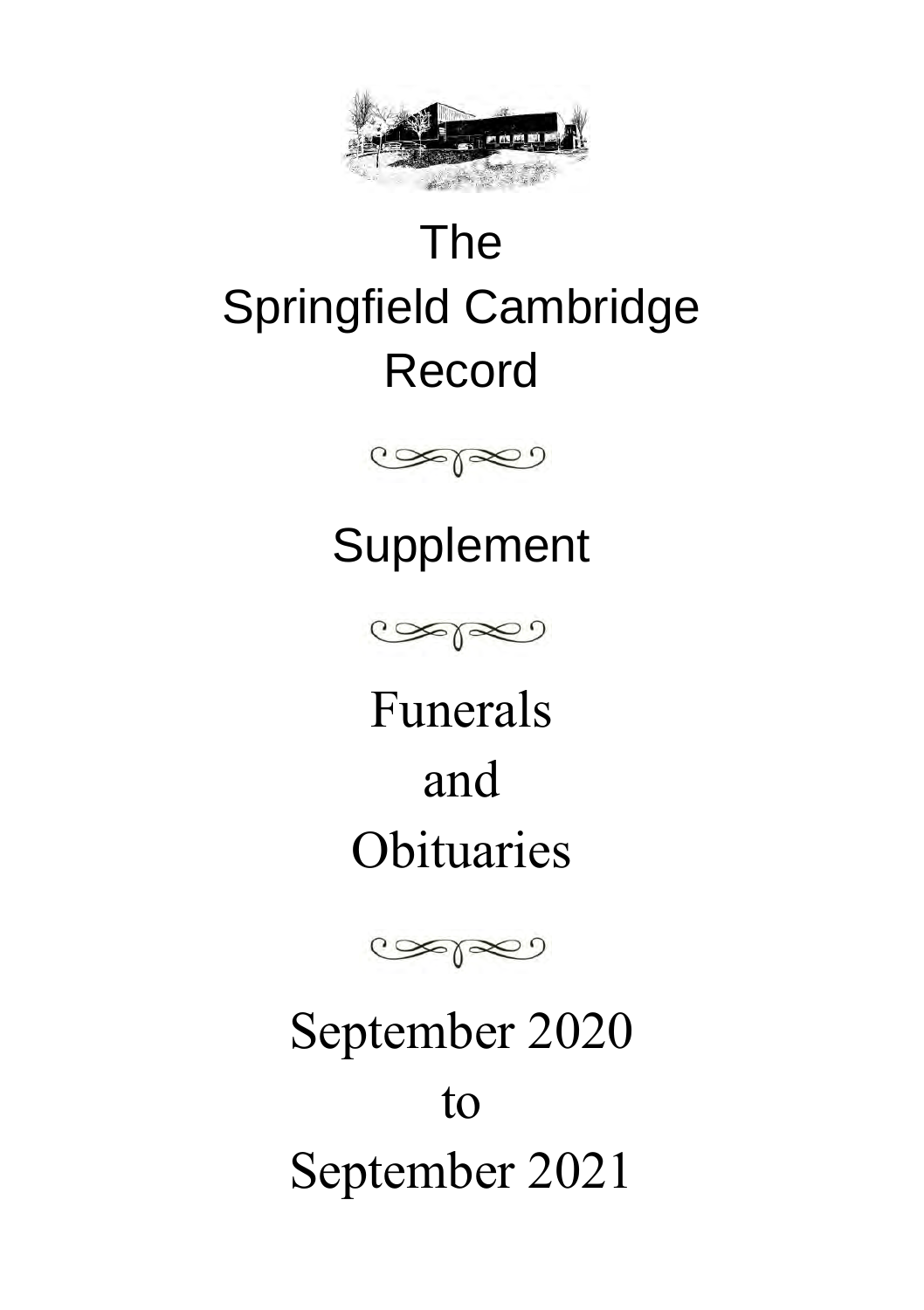# The Springfield Cambridge Record

## Supplement

## Funerals and Obituaries

## September 2020 to September 2021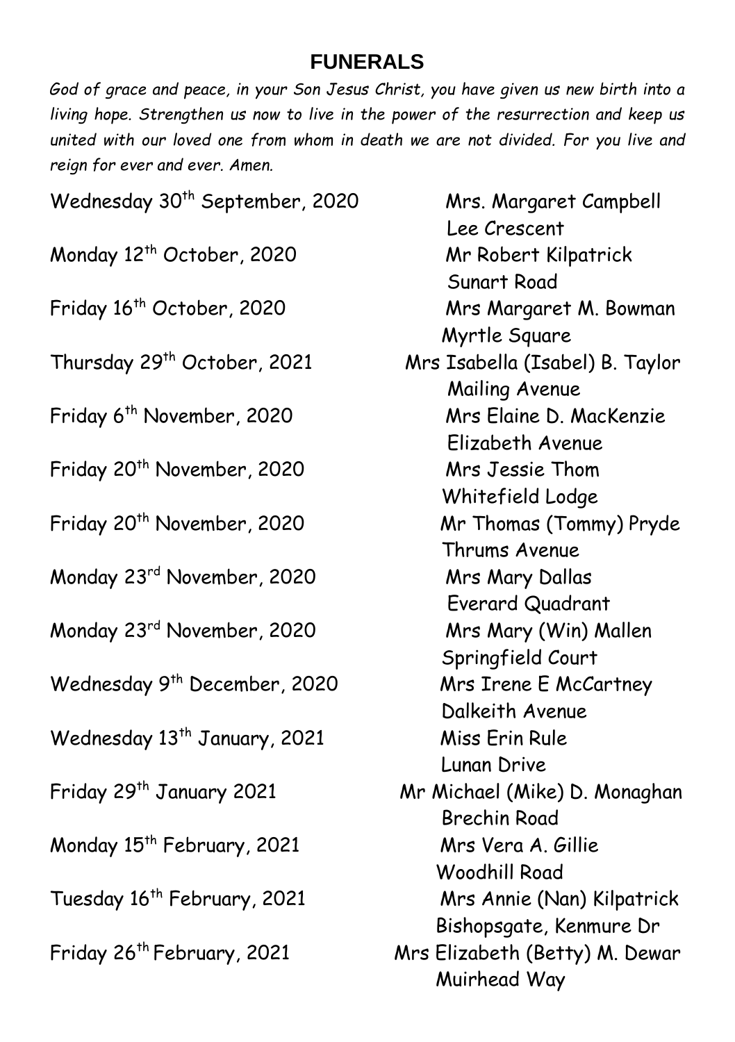# FUNERALS

*God of grace and peace, in your Son Jesus Christ, you have given us new birth into a living hope. Strengthen us now to live in the power of the resurrection and keep us united with our loved one from whom in death we are not divided. For you live and reign for ever and ever. Amen.*

| Date | Name |
| --- | --- |
| Wednesday 30th September, 2020 | Mrs. Margaret Campbell<br>Lee Crescent |
| Monday 12th October, 2020 | Mr Robert Kilpatrick<br>Sunart Road |
| Friday 16th October, 2020 | Mrs Margaret M. Bowman<br>Myrtle Square |
| Thursday 29th October, 2021 | Mrs Isabella (Isabel) B. Taylor<br>Mailing Avenue |
| Friday 6th November, 2020 | Mrs Elaine D. MacKenzie<br>Elizabeth Avenue |
| Friday 20th November, 2020 | Mrs Jessie Thom<br>Whitefield Lodge |
| Friday 20th November, 2020 | Mr Thomas (Tommy) Pryde<br>Thrums Avenue |
| Monday 23rd November, 2020 | Mrs Mary Dallas<br>Everard Quadrant |
| Monday 23rd November, 2020 | Mrs Mary (Win) Mallen<br>Springfield Court |
| Wednesday 9th December, 2020 | Mrs Irene E McCartney<br>Dalkeith Avenue |
| Wednesday 13th January, 2021 | Miss Erin Rule<br>Lunan Drive |
| Friday 29th January 2021 | Mr Michael (Mike) D. Monaghan<br>Brechin Road |
| Monday 15th February, 2021 | Mrs Vera A. Gillie<br>Woodhill Road |
| Tuesday 16th February, 2021 | Mrs Annie (Nan) Kilpatrick<br>Bishopsgate, Kenmure Dr |
| Friday 26th February, 2021 | Mrs Elizabeth (Betty) M. Dewar<br>Muirhead Way |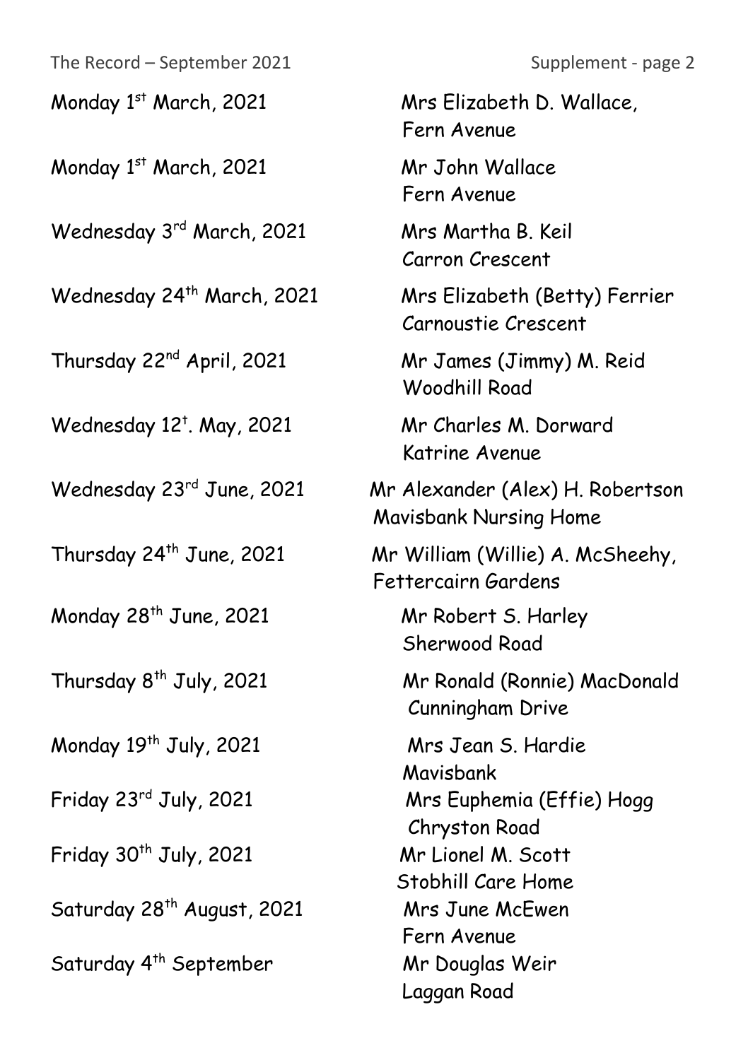| | |
|---|---|
| Monday 1st March, 2021 | Mrs Elizabeth D. Wallace, Fern Avenue |
| Monday 1st March, 2021 | Mr John Wallace Fern Avenue |
| Wednesday 3rd March, 2021 | Mrs Martha B. Keil Carron Crescent |
| Wednesday 24th March, 2021 | Mrs Elizabeth (Betty) Ferrier Carnoustie Crescent |
| Thursday 22nd April, 2021 | Mr James (Jimmy) M. Reid Woodhill Road |
| Wednesday 12t. May, 2021 | Mr Charles M. Dorward Katrine Avenue |
| Wednesday 23rd June, 2021 | Mr Alexander (Alex) H. Robertson Mavisbank Nursing Home |
| Thursday 24th June, 2021 | Mr William (Willie) A. McSheehy, Fettercairn Gardens |
| Monday 28th June, 2021 | Mr Robert S. Harley Sherwood Road |
| Thursday 8th July, 2021 | Mr Ronald (Ronnie) MacDonald Cunningham Drive |
| Monday 19th July, 2021 | Mrs Jean S. Hardie Mavisbank |
| Friday 23rd July, 2021 | Mrs Euphemia (Effie) Hogg Chryston Road |
| Friday 30th July, 2021 | Mr Lionel M. Scott Stobhill Care Home |
| Saturday 28th August, 2021 | Mrs June McEwen Fern Avenue |
| Saturday 4th September | Mr Douglas Weir Laggan Road |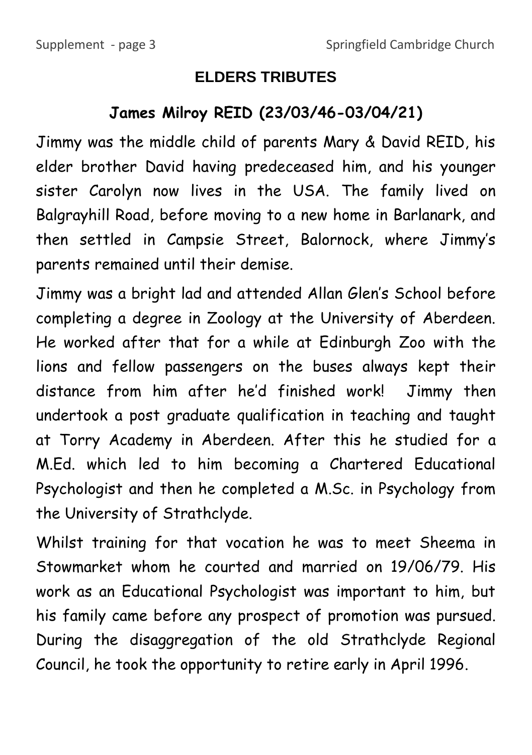## ELDERS TRIBUTES

### James Milroy REID (23/03/46-03/04/21)

Jimmy was the middle child of parents Mary & David REID, his elder brother David having predeceased him, and his younger sister Carolyn now lives in the USA. The family lived on Balgrayhill Road, before moving to a new home in Barlanark, and then settled in Campsie Street, Balornock, where Jimmy's parents remained until their demise.

Jimmy was a bright lad and attended Allan Glen's School before completing a degree in Zoology at the University of Aberdeen. He worked after that for a while at Edinburgh Zoo with the lions and fellow passengers on the buses always kept their distance from him after he'd finished work! Jimmy then undertook a post graduate qualification in teaching and taught at Torry Academy in Aberdeen. After this he studied for a M.Ed. which led to him becoming a Chartered Educational Psychologist and then he completed a M.Sc. in Psychology from the University of Strathclyde.

Whilst training for that vocation he was to meet Sheema in Stowmarket whom he courted and married on 19/06/79. His work as an Educational Psychologist was important to him, but his family came before any prospect of promotion was pursued. During the disaggregation of the old Strathclyde Regional Council, he took the opportunity to retire early in April 1996.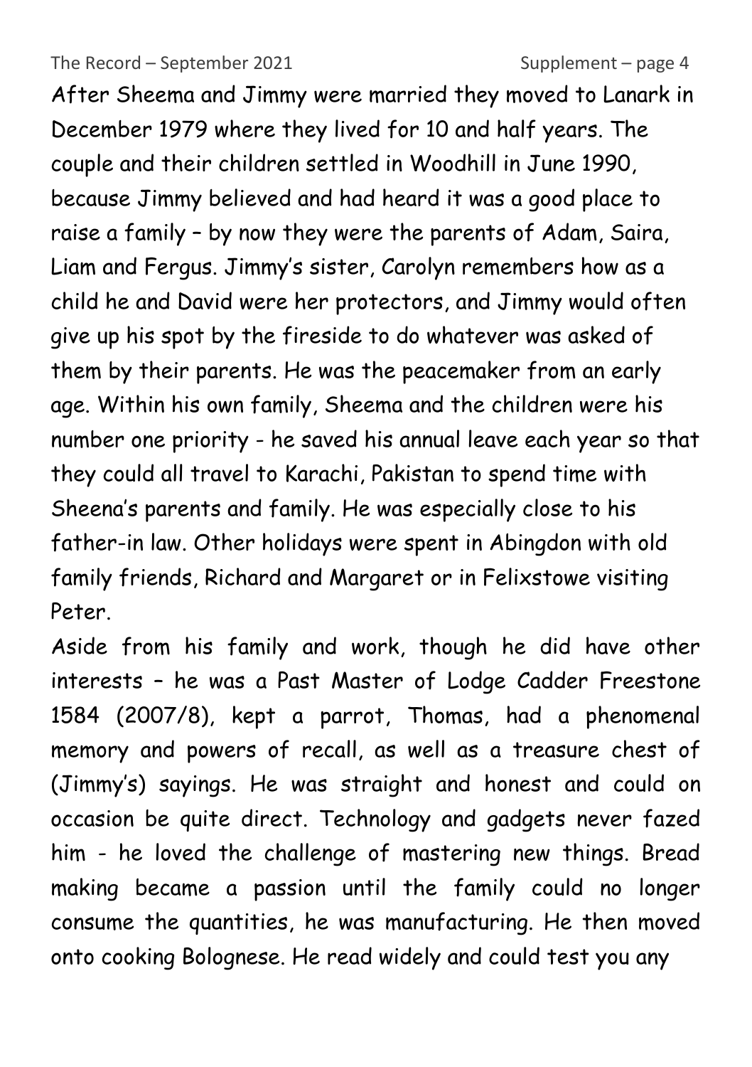After Sheema and Jimmy were married they moved to Lanark in December 1979 where they lived for 10 and half years. The couple and their children settled in Woodhill in June 1990, because Jimmy believed and had heard it was a good place to raise a family – by now they were the parents of Adam, Saira, Liam and Fergus. Jimmy's sister, Carolyn remembers how as a child he and David were her protectors, and Jimmy would often give up his spot by the fireside to do whatever was asked of them by their parents. He was the peacemaker from an early age. Within his own family, Sheema and the children were his number one priority - he saved his annual leave each year so that they could all travel to Karachi, Pakistan to spend time with Sheena's parents and family. He was especially close to his father-in law. Other holidays were spent in Abingdon with old family friends, Richard and Margaret or in Felixstowe visiting Peter.

Aside from his family and work, though he did have other interests – he was a Past Master of Lodge Cadder Freestone 1584 (2007/8), kept a parrot, Thomas, had a phenomenal memory and powers of recall, as well as a treasure chest of (Jimmy's) sayings. He was straight and honest and could on occasion be quite direct. Technology and gadgets never fazed him - he loved the challenge of mastering new things. Bread making became a passion until the family could no longer consume the quantities, he was manufacturing. He then moved onto cooking Bolognese. He read widely and could test you any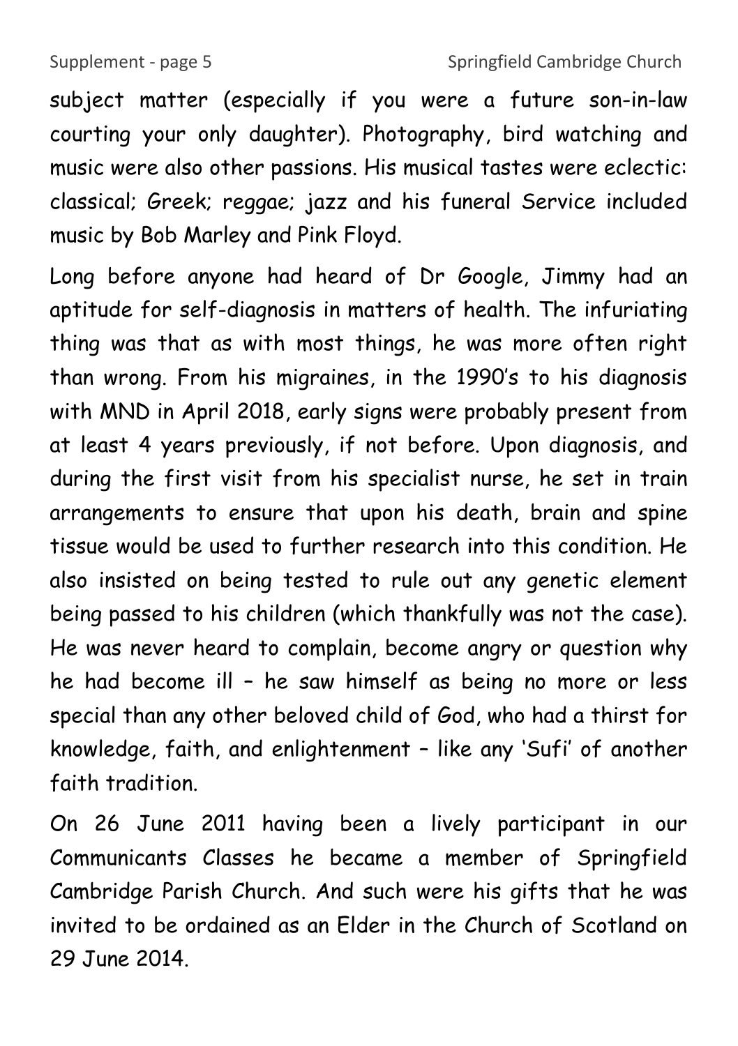subject matter (especially if you were a future son-in-law courting your only daughter). Photography, bird watching and music were also other passions. His musical tastes were eclectic: classical; Greek; reggae; jazz and his funeral Service included music by Bob Marley and Pink Floyd.

Long before anyone had heard of Dr Google, Jimmy had an aptitude for self-diagnosis in matters of health. The infuriating thing was that as with most things, he was more often right than wrong. From his migraines, in the 1990's to his diagnosis with MND in April 2018, early signs were probably present from at least 4 years previously, if not before. Upon diagnosis, and during the first visit from his specialist nurse, he set in train arrangements to ensure that upon his death, brain and spine tissue would be used to further research into this condition. He also insisted on being tested to rule out any genetic element being passed to his children (which thankfully was not the case). He was never heard to complain, become angry or question why he had become ill – he saw himself as being no more or less special than any other beloved child of God, who had a thirst for knowledge, faith, and enlightenment – like any 'Sufi' of another faith tradition.

On 26 June 2011 having been a lively participant in our Communicants Classes he became a member of Springfield Cambridge Parish Church. And such were his gifts that he was invited to be ordained as an Elder in the Church of Scotland on 29 June 2014.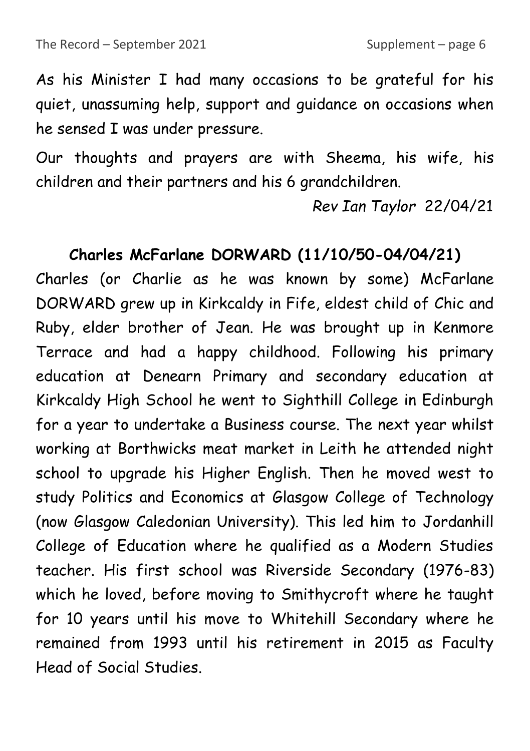As his Minister I had many occasions to be grateful for his quiet, unassuming help, support and guidance on occasions when he sensed I was under pressure.

Our thoughts and prayers are with Sheema, his wife, his children and their partners and his 6 grandchildren.

*Rev Ian Taylor* 22/04/21

**Charles McFarlane DORWARD (11/10/50-04/04/21)**

Charles (or Charlie as he was known by some) McFarlane DORWARD grew up in Kirkcaldy in Fife, eldest child of Chic and Ruby, elder brother of Jean. He was brought up in Kenmore Terrace and had a happy childhood. Following his primary education at Denearn Primary and secondary education at Kirkcaldy High School he went to Sighthill College in Edinburgh for a year to undertake a Business course. The next year whilst working at Borthwicks meat market in Leith he attended night school to upgrade his Higher English. Then he moved west to study Politics and Economics at Glasgow College of Technology (now Glasgow Caledonian University). This led him to Jordanhill College of Education where he qualified as a Modern Studies teacher. His first school was Riverside Secondary (1976-83) which he loved, before moving to Smithycroft where he taught for 10 years until his move to Whitehill Secondary where he remained from 1993 until his retirement in 2015 as Faculty Head of Social Studies.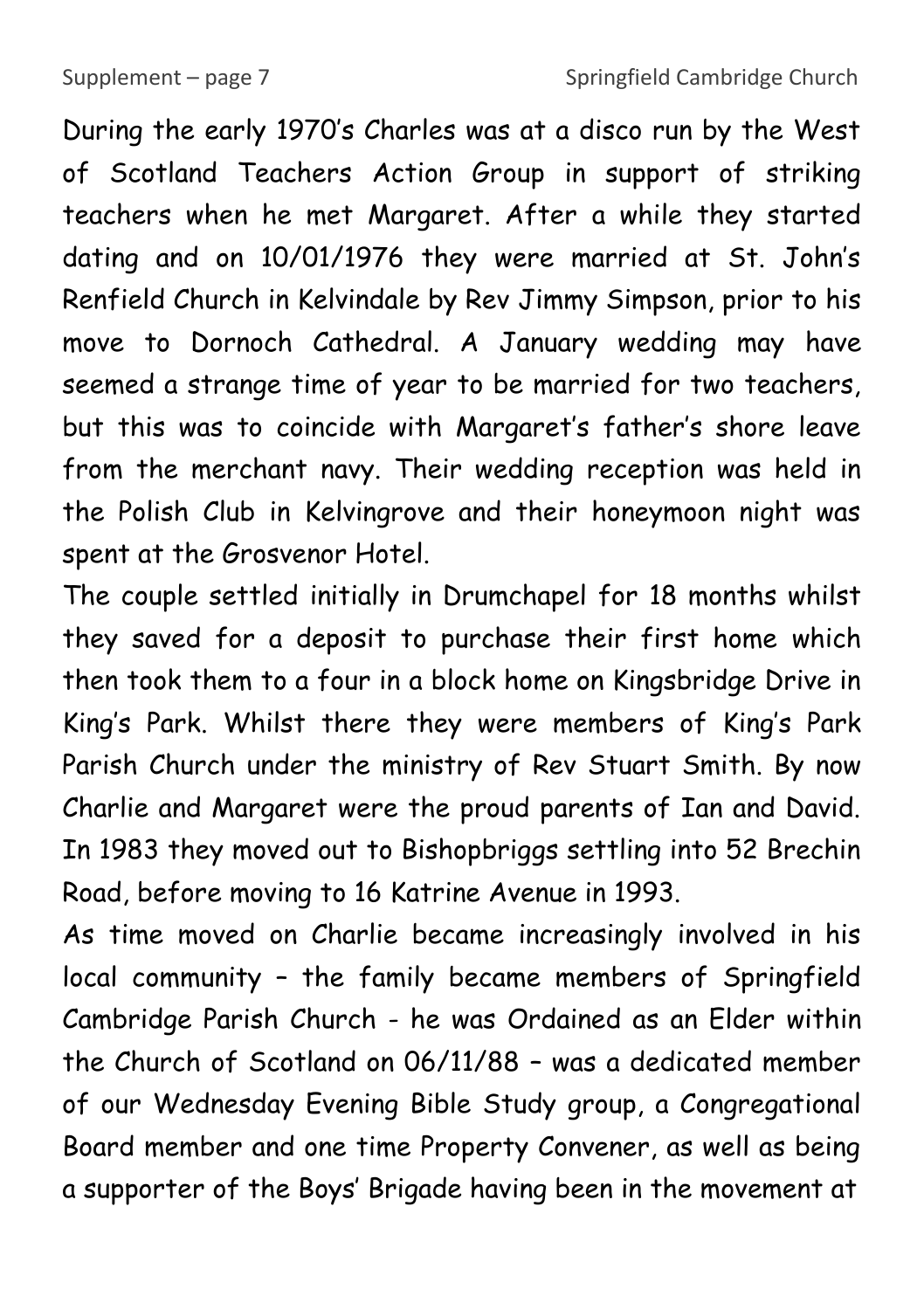During the early 1970's Charles was at a disco run by the West of Scotland Teachers Action Group in support of striking teachers when he met Margaret. After a while they started dating and on 10/01/1976 they were married at St. John's Renfield Church in Kelvindale by Rev Jimmy Simpson, prior to his move to Dornoch Cathedral. A January wedding may have seemed a strange time of year to be married for two teachers, but this was to coincide with Margaret's father's shore leave from the merchant navy. Their wedding reception was held in the Polish Club in Kelvingrove and their honeymoon night was spent at the Grosvenor Hotel.

The couple settled initially in Drumchapel for 18 months whilst they saved for a deposit to purchase their first home which then took them to a four in a block home on Kingsbridge Drive in King's Park. Whilst there they were members of King's Park Parish Church under the ministry of Rev Stuart Smith. By now Charlie and Margaret were the proud parents of Ian and David. In 1983 they moved out to Bishopbriggs settling into 52 Brechin Road, before moving to 16 Katrine Avenue in 1993.

As time moved on Charlie became increasingly involved in his local community – the family became members of Springfield Cambridge Parish Church - he was Ordained as an Elder within the Church of Scotland on 06/11/88 – was a dedicated member of our Wednesday Evening Bible Study group, a Congregational Board member and one time Property Convener, as well as being a supporter of the Boys' Brigade having been in the movement at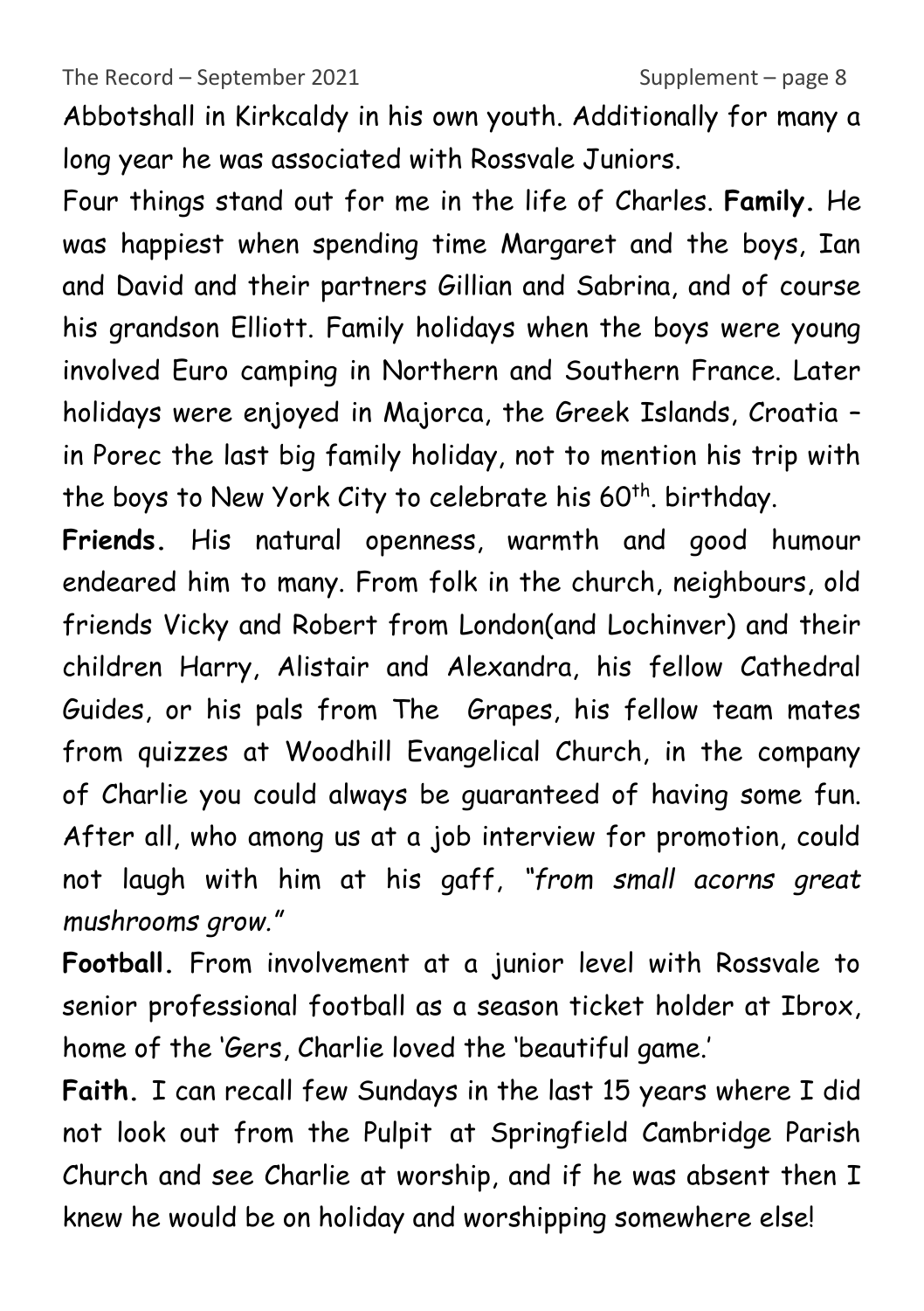Abbotshall in Kirkcaldy in his own youth. Additionally for many a long year he was associated with Rossvale Juniors.

Four things stand out for me in the life of Charles. **Family.** He was happiest when spending time Margaret and the boys, Ian and David and their partners Gillian and Sabrina, and of course his grandson Elliott. Family holidays when the boys were young involved Euro camping in Northern and Southern France. Later holidays were enjoyed in Majorca, the Greek Islands, Croatia – in Porec the last big family holiday, not to mention his trip with the boys to New York City to celebrate his 60th. birthday.

**Friends.** His natural openness, warmth and good humour endeared him to many. From folk in the church, neighbours, old friends Vicky and Robert from London(and Lochinver) and their children Harry, Alistair and Alexandra, his fellow Cathedral Guides, or his pals from The Grapes, his fellow team mates from quizzes at Woodhill Evangelical Church, in the company of Charlie you could always be guaranteed of having some fun. After all, who among us at a job interview for promotion, could not laugh with him at his gaff, *"from small acorns great mushrooms grow."*

**Football.** From involvement at a junior level with Rossvale to senior professional football as a season ticket holder at Ibrox, home of the 'Gers, Charlie loved the 'beautiful game.'

**Faith.** I can recall few Sundays in the last 15 years where I did not look out from the Pulpit at Springfield Cambridge Parish Church and see Charlie at worship, and if he was absent then I knew he would be on holiday and worshipping somewhere else!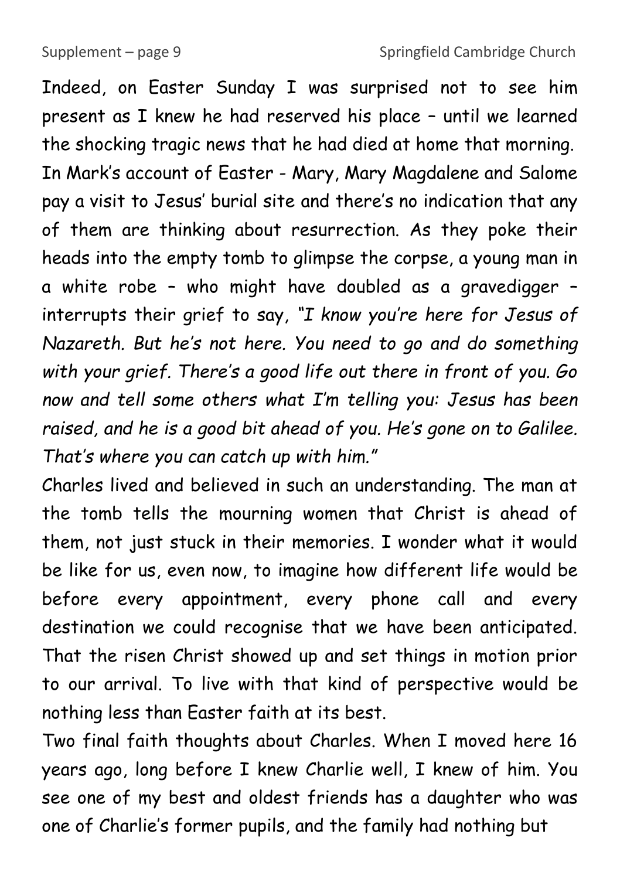Indeed, on Easter Sunday I was surprised not to see him present as I knew he had reserved his place – until we learned the shocking tragic news that he had died at home that morning.

In Mark's account of Easter - Mary, Mary Magdalene and Salome pay a visit to Jesus' burial site and there's no indication that any of them are thinking about resurrection. As they poke their heads into the empty tomb to glimpse the corpse, a young man in a white robe – who might have doubled as a gravedigger – interrupts their grief to say, *"I know you're here for Jesus of Nazareth. But he's not here. You need to go and do something with your grief. There's a good life out there in front of you. Go now and tell some others what I'm telling you: Jesus has been raised, and he is a good bit ahead of you. He's gone on to Galilee. That's where you can catch up with him."*

Charles lived and believed in such an understanding. The man at the tomb tells the mourning women that Christ is ahead of them, not just stuck in their memories. I wonder what it would be like for us, even now, to imagine how different life would be before every appointment, every phone call and every destination we could recognise that we have been anticipated. That the risen Christ showed up and set things in motion prior to our arrival. To live with that kind of perspective would be nothing less than Easter faith at its best.

Two final faith thoughts about Charles. When I moved here 16 years ago, long before I knew Charlie well, I knew of him. You see one of my best and oldest friends has a daughter who was one of Charlie's former pupils, and the family had nothing but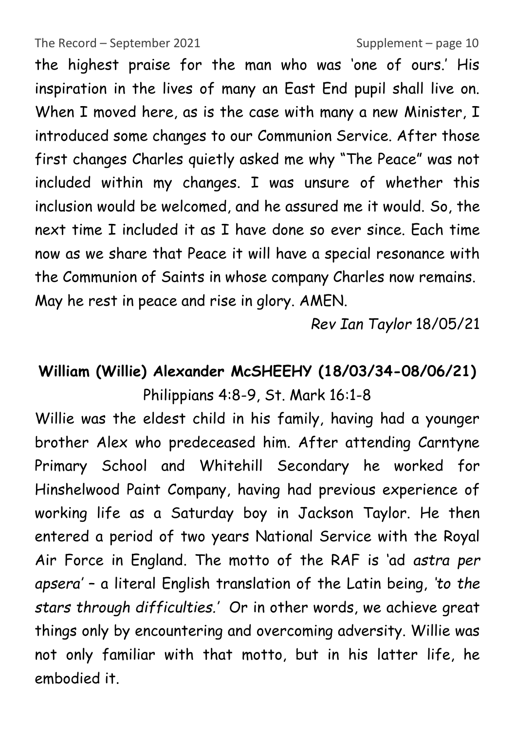the highest praise for the man who was 'one of ours.' His inspiration in the lives of many an East End pupil shall live on. When I moved here, as is the case with many a new Minister, I introduced some changes to our Communion Service. After those first changes Charles quietly asked me why "The Peace" was not included within my changes. I was unsure of whether this inclusion would be welcomed, and he assured me it would. So, the next time I included it as I have done so ever since. Each time now as we share that Peace it will have a special resonance with the Communion of Saints in whose company Charles now remains. May he rest in peace and rise in glory. AMEN.

*Rev Ian Taylor* 18/05/21

**William (Willie) Alexander McSHEEHY (18/03/34-08/06/21)**

Philippians 4:8-9, St. Mark 16:1-8

Willie was the eldest child in his family, having had a younger brother Alex who predeceased him. After attending Carntyne Primary School and Whitehill Secondary he worked for Hinshelwood Paint Company, having had previous experience of working life as a Saturday boy in Jackson Taylor. He then entered a period of two years National Service with the Royal Air Force in England. The motto of the RAF is 'ad *astra per apsera*' – a literal English translation of the Latin being, *'to the stars through difficulties.'* Or in other words, we achieve great things only by encountering and overcoming adversity. Willie was not only familiar with that motto, but in his latter life, he embodied it.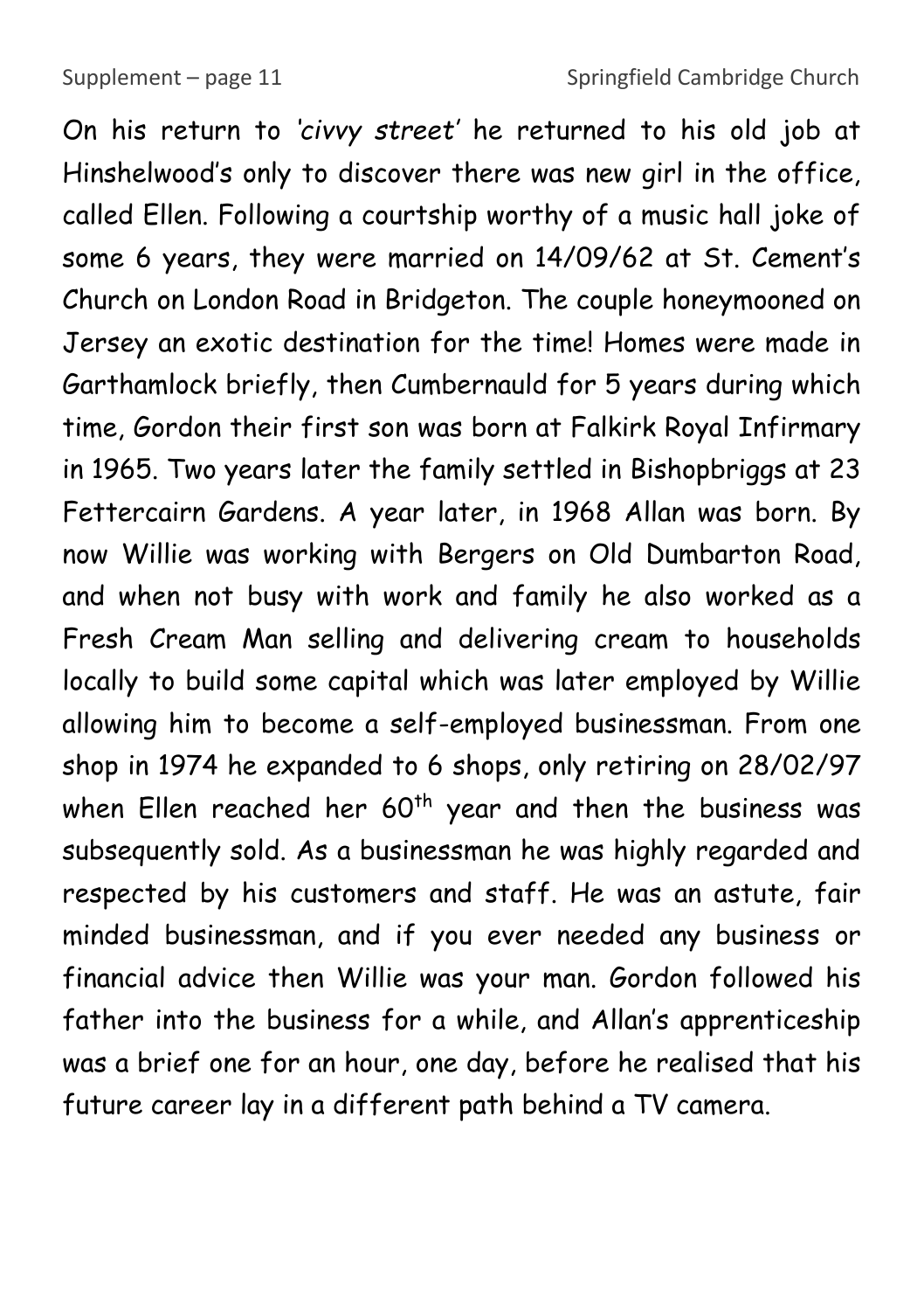On his return to *'civvy street'* he returned to his old job at Hinshelwood's only to discover there was new girl in the office, called Ellen. Following a courtship worthy of a music hall joke of some 6 years, they were married on 14/09/62 at St. Cement's Church on London Road in Bridgeton. The couple honeymooned on Jersey an exotic destination for the time! Homes were made in Garthamlock briefly, then Cumbernauld for 5 years during which time, Gordon their first son was born at Falkirk Royal Infirmary in 1965. Two years later the family settled in Bishopbriggs at 23 Fettercairn Gardens. A year later, in 1968 Allan was born. By now Willie was working with Bergers on Old Dumbarton Road, and when not busy with work and family he also worked as a Fresh Cream Man selling and delivering cream to households locally to build some capital which was later employed by Willie allowing him to become a self-employed businessman. From one shop in 1974 he expanded to 6 shops, only retiring on 28/02/97 when Ellen reached her 60th year and then the business was subsequently sold. As a businessman he was highly regarded and respected by his customers and staff. He was an astute, fair minded businessman, and if you ever needed any business or financial advice then Willie was your man. Gordon followed his father into the business for a while, and Allan's apprenticeship was a brief one for an hour, one day, before he realised that his future career lay in a different path behind a TV camera.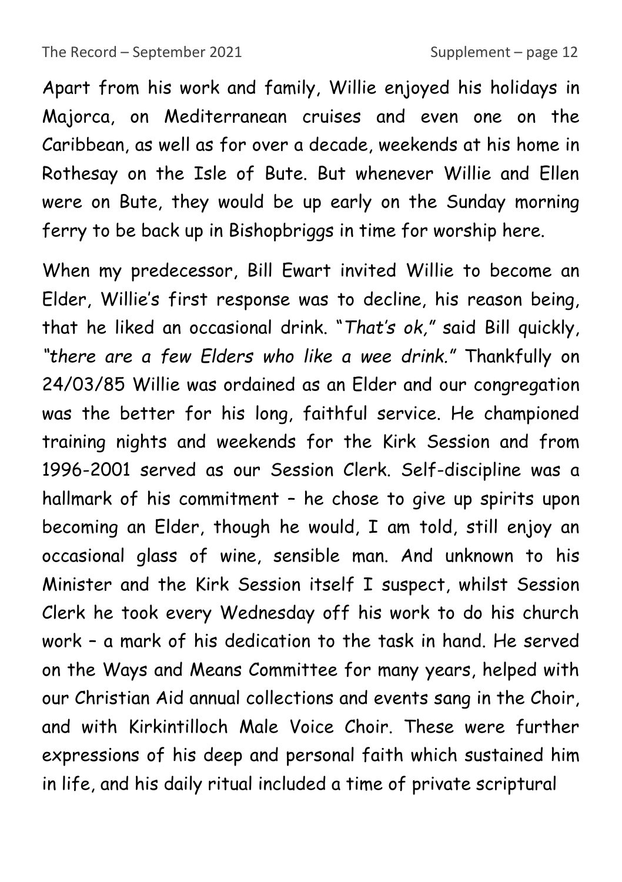Apart from his work and family, Willie enjoyed his holidays in Majorca, on Mediterranean cruises and even one on the Caribbean, as well as for over a decade, weekends at his home in Rothesay on the Isle of Bute. But whenever Willie and Ellen were on Bute, they would be up early on the Sunday morning ferry to be back up in Bishopbriggs in time for worship here.

When my predecessor, Bill Ewart invited Willie to become an Elder, Willie's first response was to decline, his reason being, that he liked an occasional drink. "*That's ok,*" said Bill quickly, *"there are a few Elders who like a wee drink."* Thankfully on 24/03/85 Willie was ordained as an Elder and our congregation was the better for his long, faithful service. He championed training nights and weekends for the Kirk Session and from 1996-2001 served as our Session Clerk. Self-discipline was a hallmark of his commitment – he chose to give up spirits upon becoming an Elder, though he would, I am told, still enjoy an occasional glass of wine, sensible man. And unknown to his Minister and the Kirk Session itself I suspect, whilst Session Clerk he took every Wednesday off his work to do his church work – a mark of his dedication to the task in hand. He served on the Ways and Means Committee for many years, helped with our Christian Aid annual collections and events sang in the Choir, and with Kirkintilloch Male Voice Choir. These were further expressions of his deep and personal faith which sustained him in life, and his daily ritual included a time of private scriptural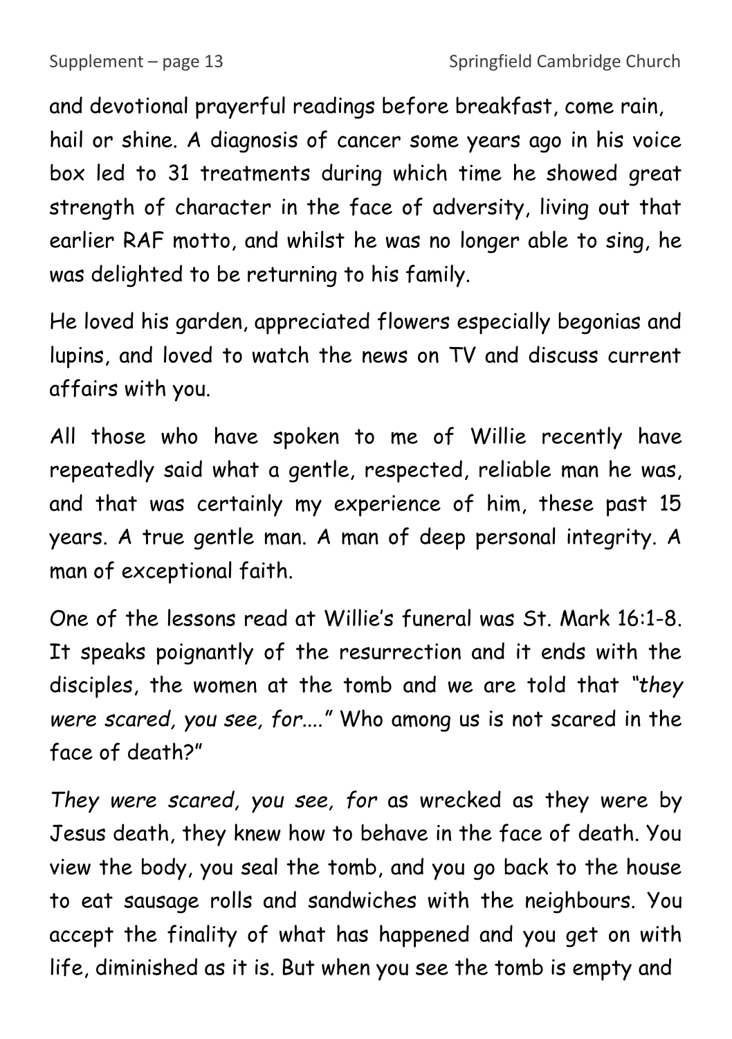and devotional prayerful readings before breakfast, come rain, hail or shine. A diagnosis of cancer some years ago in his voice box led to 31 treatments during which time he showed great strength of character in the face of adversity, living out that earlier RAF motto, and whilst he was no longer able to sing, he was delighted to be returning to his family.

He loved his garden, appreciated flowers especially begonias and lupins, and loved to watch the news on TV and discuss current affairs with you.

All those who have spoken to me of Willie recently have repeatedly said what a gentle, respected, reliable man he was, and that was certainly my experience of him, these past 15 years. A true gentle man. A man of deep personal integrity. A man of exceptional faith.

One of the lessons read at Willie's funeral was St. Mark 16:1-8. It speaks poignantly of the resurrection and it ends with the disciples, the women at the tomb and we are told that *"they were scared, you see, for...."* Who among us is not scared in the face of death?"

*They were scared, you see, for* as wrecked as they were by Jesus death, they knew how to behave in the face of death. You view the body, you seal the tomb, and you go back to the house to eat sausage rolls and sandwiches with the neighbours. You accept the finality of what has happened and you get on with life, diminished as it is. But when you see the tomb is empty and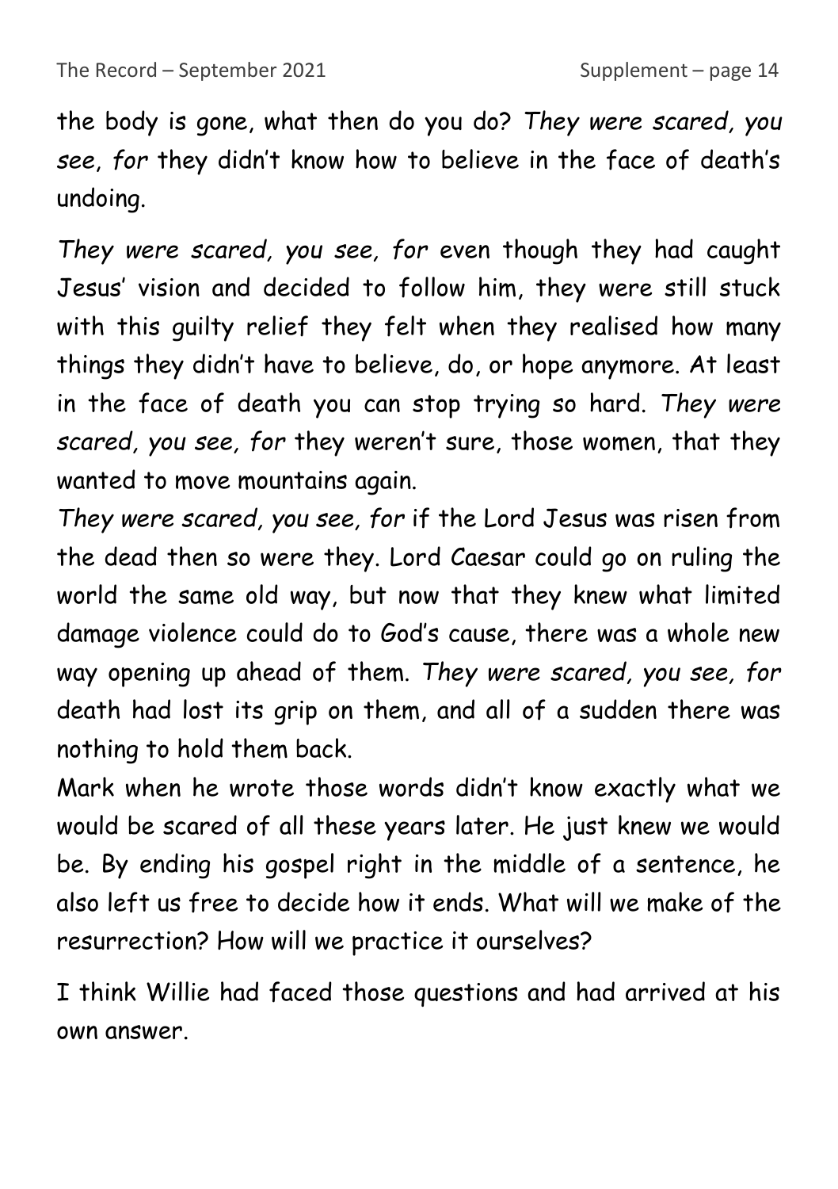the body is gone, what then do you do? *They were scared, you see, for* they didn't know how to believe in the face of death's undoing.

*They were scared, you see, for* even though they had caught Jesus' vision and decided to follow him, they were still stuck with this guilty relief they felt when they realised how many things they didn't have to believe, do, or hope anymore. At least in the face of death you can stop trying so hard. *They were scared, you see, for* they weren't sure, those women, that they wanted to move mountains again.

*They were scared, you see, for* if the Lord Jesus was risen from the dead then so were they. Lord Caesar could go on ruling the world the same old way, but now that they knew what limited damage violence could do to God's cause, there was a whole new way opening up ahead of them. *They were scared, you see, for* death had lost its grip on them, and all of a sudden there was nothing to hold them back.

Mark when he wrote those words didn't know exactly what we would be scared of all these years later. He just knew we would be. By ending his gospel right in the middle of a sentence, he also left us free to decide how it ends. What will we make of the resurrection? How will we practice it ourselves?

I think Willie had faced those questions and had arrived at his own answer.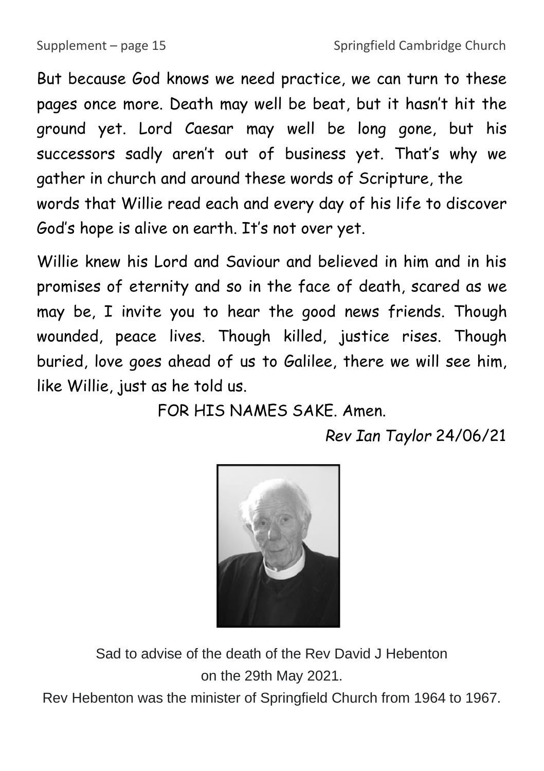But because God knows we need practice, we can turn to these pages once more. Death may well be beat, but it hasn't hit the ground yet. Lord Caesar may well be long gone, but his successors sadly aren't out of business yet. That's why we gather in church and around these words of Scripture, the words that Willie read each and every day of his life to discover God's hope is alive on earth. It's not over yet.

Willie knew his Lord and Saviour and believed in him and in his promises of eternity and so in the face of death, scared as we may be, I invite you to hear the good news friends. Though wounded, peace lives. Though killed, justice rises. Though buried, love goes ahead of us to Galilee, there we will see him, like Willie, just as he told us.

FOR HIS NAMES SAKE. Amen.

*Rev Ian Taylor* 24/06/21

Sad to advise of the death of the Rev David J Hebenton on the 29th May 2021.

Rev Hebenton was the minister of Springfield Church from 1964 to 1967.